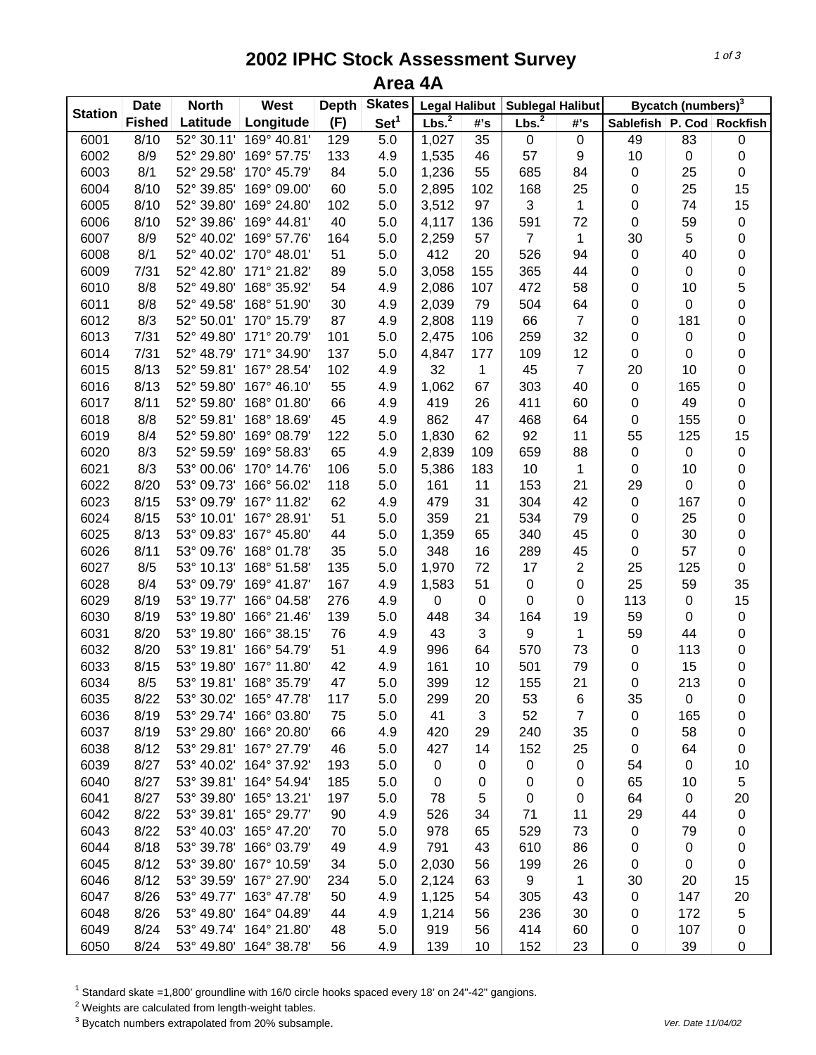# 2002 IPHC Stock Assessment Survey

## Area 4A

| Station | Date | North | West | Depth | Skates | Legal Halibut | | Sublegal Halibut | | Bycatch (numbers)[3] | | |
|---|---|---|---|---|---|---|---|---|---|---|---|---|
| | Fished | Latitude | Longitude | (F) | Set[1] | Lbs.[2] | #'s | Lbs.[2] | #'s | Sablefish | P. Cod | Rockfish |
| 6001 | 8/10 | 52° 30.11' | 169° 40.81' | 129 | 5.0 | 1,027 | 35 | 0 | 0 | 49 | 83 | 0 |
| 6002 | 8/9 | 52° 29.80' | 169° 57.75' | 133 | 4.9 | 1,535 | 46 | 57 | 9 | 10 | 0 | 0 |
| 6003 | 8/1 | 52° 29.58' | 170° 45.79' | 84 | 5.0 | 1,236 | 55 | 685 | 84 | 0 | 25 | 0 |
| 6004 | 8/10 | 52° 39.85' | 169° 09.00' | 60 | 5.0 | 2,895 | 102 | 168 | 25 | 0 | 25 | 15 |
| 6005 | 8/10 | 52° 39.80' | 169° 24.80' | 102 | 5.0 | 3,512 | 97 | 3 | 1 | 0 | 74 | 15 |
| 6006 | 8/10 | 52° 39.86' | 169° 44.81' | 40 | 5.0 | 4,117 | 136 | 591 | 72 | 0 | 59 | 0 |
| 6007 | 8/9 | 52° 40.02' | 169° 57.76' | 164 | 5.0 | 2,259 | 57 | 7 | 1 | 30 | 5 | 0 |
| 6008 | 8/1 | 52° 40.02' | 170° 48.01' | 51 | 5.0 | 412 | 20 | 526 | 94 | 0 | 40 | 0 |
| 6009 | 7/31 | 52° 42.80' | 171° 21.82' | 89 | 5.0 | 3,058 | 155 | 365 | 44 | 0 | 0 | 0 |
| 6010 | 8/8 | 52° 49.80' | 168° 35.92' | 54 | 4.9 | 2,086 | 107 | 472 | 58 | 0 | 10 | 5 |
| 6011 | 8/8 | 52° 49.58' | 168° 51.90' | 30 | 4.9 | 2,039 | 79 | 504 | 64 | 0 | 0 | 0 |
| 6012 | 8/3 | 52° 50.01' | 170° 15.79' | 87 | 4.9 | 2,808 | 119 | 66 | 7 | 0 | 181 | 0 |
| 6013 | 7/31 | 52° 49.80' | 171° 20.79' | 101 | 5.0 | 2,475 | 106 | 259 | 32 | 0 | 0 | 0 |
| 6014 | 7/31 | 52° 48.79' | 171° 34.90' | 137 | 5.0 | 4,847 | 177 | 109 | 12 | 0 | 0 | 0 |
| 6015 | 8/13 | 52° 59.81' | 167° 28.54' | 102 | 4.9 | 32 | 1 | 45 | 7 | 20 | 10 | 0 |
| 6016 | 8/13 | 52° 59.80' | 167° 46.10' | 55 | 4.9 | 1,062 | 67 | 303 | 40 | 0 | 165 | 0 |
| 6017 | 8/11 | 52° 59.80' | 168° 01.80' | 66 | 4.9 | 419 | 26 | 411 | 60 | 0 | 49 | 0 |
| 6018 | 8/8 | 52° 59.81' | 168° 18.69' | 45 | 4.9 | 862 | 47 | 468 | 64 | 0 | 155 | 0 |
| 6019 | 8/4 | 52° 59.80' | 169° 08.79' | 122 | 5.0 | 1,830 | 62 | 92 | 11 | 55 | 125 | 15 |
| 6020 | 8/3 | 52° 59.59' | 169° 58.83' | 65 | 4.9 | 2,839 | 109 | 659 | 88 | 0 | 0 | 0 |
| 6021 | 8/3 | 53° 00.06' | 170° 14.76' | 106 | 5.0 | 5,386 | 183 | 10 | 1 | 0 | 10 | 0 |
| 6022 | 8/20 | 53° 09.73' | 166° 56.02' | 118 | 5.0 | 161 | 11 | 153 | 21 | 29 | 0 | 0 |
| 6023 | 8/15 | 53° 09.79' | 167° 11.82' | 62 | 4.9 | 479 | 31 | 304 | 42 | 0 | 167 | 0 |
| 6024 | 8/15 | 53° 10.01' | 167° 28.91' | 51 | 5.0 | 359 | 21 | 534 | 79 | 0 | 25 | 0 |
| 6025 | 8/13 | 53° 09.83' | 167° 45.80' | 44 | 5.0 | 1,359 | 65 | 340 | 45 | 0 | 30 | 0 |
| 6026 | 8/11 | 53° 09.76' | 168° 01.78' | 35 | 5.0 | 348 | 16 | 289 | 45 | 0 | 57 | 0 |
| 6027 | 8/5 | 53° 10.13' | 168° 51.58' | 135 | 5.0 | 1,970 | 72 | 17 | 2 | 25 | 125 | 0 |
| 6028 | 8/4 | 53° 09.79' | 169° 41.87' | 167 | 4.9 | 1,583 | 51 | 0 | 0 | 25 | 59 | 35 |
| 6029 | 8/19 | 53° 19.77' | 166° 04.58' | 276 | 4.9 | 0 | 0 | 0 | 0 | 113 | 0 | 15 |
| 6030 | 8/19 | 53° 19.80' | 166° 21.46' | 139 | 5.0 | 448 | 34 | 164 | 19 | 59 | 0 | 0 |
| 6031 | 8/20 | 53° 19.80' | 166° 38.15' | 76 | 4.9 | 43 | 3 | 9 | 1 | 59 | 44 | 0 |
| 6032 | 8/20 | 53° 19.81' | 166° 54.79' | 51 | 4.9 | 996 | 64 | 570 | 73 | 0 | 113 | 0 |
| 6033 | 8/15 | 53° 19.80' | 167° 11.80' | 42 | 4.9 | 161 | 10 | 501 | 79 | 0 | 15 | 0 |
| 6034 | 8/5 | 53° 19.81' | 168° 35.79' | 47 | 5.0 | 399 | 12 | 155 | 21 | 0 | 213 | 0 |
| 6035 | 8/22 | 53° 30.02' | 165° 47.78' | 117 | 5.0 | 299 | 20 | 53 | 6 | 35 | 0 | 0 |
| 6036 | 8/19 | 53° 29.74' | 166° 03.80' | 75 | 5.0 | 41 | 3 | 52 | 7 | 0 | 165 | 0 |
| 6037 | 8/19 | 53° 29.80' | 166° 20.80' | 66 | 4.9 | 420 | 29 | 240 | 35 | 0 | 58 | 0 |
| 6038 | 8/12 | 53° 29.81' | 167° 27.79' | 46 | 5.0 | 427 | 14 | 152 | 25 | 0 | 64 | 0 |
| 6039 | 8/27 | 53° 40.02' | 164° 37.92' | 193 | 5.0 | 0 | 0 | 0 | 0 | 54 | 0 | 10 |
| 6040 | 8/27 | 53° 39.81' | 164° 54.94' | 185 | 5.0 | 0 | 0 | 0 | 0 | 65 | 10 | 5 |
| 6041 | 8/27 | 53° 39.80' | 165° 13.21' | 197 | 5.0 | 78 | 5 | 0 | 0 | 64 | 0 | 20 |
| 6042 | 8/22 | 53° 39.81' | 165° 29.77' | 90 | 4.9 | 526 | 34 | 71 | 11 | 29 | 44 | 0 |
| 6043 | 8/22 | 53° 40.03' | 165° 47.20' | 70 | 5.0 | 978 | 65 | 529 | 73 | 0 | 79 | 0 |
| 6044 | 8/18 | 53° 39.78' | 166° 03.79' | 49 | 4.9 | 791 | 43 | 610 | 86 | 0 | 0 | 0 |
| 6045 | 8/12 | 53° 39.80' | 167° 10.59' | 34 | 5.0 | 2,030 | 56 | 199 | 26 | 0 | 0 | 0 |
| 6046 | 8/12 | 53° 39.59' | 167° 27.90' | 234 | 5.0 | 2,124 | 63 | 9 | 1 | 30 | 20 | 15 |
| 6047 | 8/26 | 53° 49.77' | 163° 47.78' | 50 | 4.9 | 1,125 | 54 | 305 | 43 | 0 | 147 | 20 |
| 6048 | 8/26 | 53° 49.80' | 164° 04.89' | 44 | 4.9 | 1,214 | 56 | 236 | 30 | 0 | 172 | 5 |
| 6049 | 8/24 | 53° 49.74' | 164° 21.80' | 48 | 5.0 | 919 | 56 | 414 | 60 | 0 | 107 | 0 |
| 6050 | 8/24 | 53° 49.80' | 164° 38.78' | 56 | 4.9 | 139 | 10 | 152 | 23 | 0 | 39 | 0 |

[1] Standard skate =1,800' groundline with 16/0 circle hooks spaced every 18' on 24"-42" gangions.

[2] Weights are calculated from length-weight tables.

[3] Bycatch numbers extrapolated from 20% subsample.

*Ver. Date 11/04/02*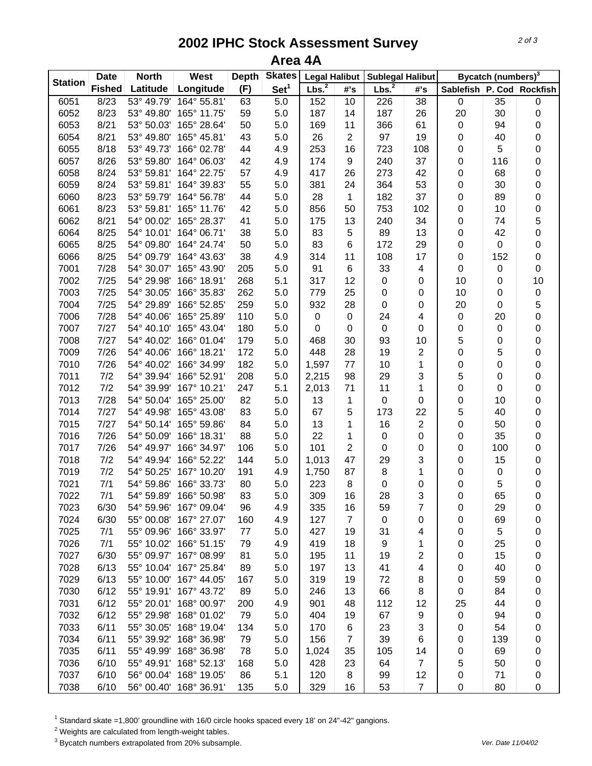# 2002 IPHC Stock Assessment Survey

## Area 4A

| Station | Date Fished | North Latitude | West Longitude | Depth (F) | Skates Set[1] | Legal Halibut | | Sublegal Halibut | | Bycatch (numbers)[3] | | |
|---|---|---|---|---|---|---|---|---|---|---|---|---|
| | | | | | | Lbs.[2] | #'s | Lbs.[2] | #'s | Sablefish | P. Cod | Rockfish |
| 6051 | 8/23 | 53° 49.79' | 164° 55.81' | 63 | 5.0 | 152 | 10 | 226 | 38 | 0 | 35 | 0 |
| 6052 | 8/23 | 53° 49.80' | 165° 11.75' | 59 | 5.0 | 187 | 14 | 187 | 26 | 20 | 30 | 0 |
| 6053 | 8/21 | 53° 50.03' | 165° 28.64' | 50 | 5.0 | 169 | 11 | 366 | 61 | 0 | 94 | 0 |
| 6054 | 8/21 | 53° 49.80' | 165° 45.81' | 43 | 5.0 | 26 | 2 | 97 | 19 | 0 | 40 | 0 |
| 6055 | 8/18 | 53° 49.73' | 166° 02.78' | 44 | 4.9 | 253 | 16 | 723 | 108 | 0 | 5 | 0 |
| 6057 | 8/26 | 53° 59.80' | 164° 06.03' | 42 | 4.9 | 174 | 9 | 240 | 37 | 0 | 116 | 0 |
| 6058 | 8/24 | 53° 59.81' | 164° 22.75' | 57 | 4.9 | 417 | 26 | 273 | 42 | 0 | 68 | 0 |
| 6059 | 8/24 | 53° 59.81' | 164° 39.83' | 55 | 5.0 | 381 | 24 | 364 | 53 | 0 | 30 | 0 |
| 6060 | 8/23 | 53° 59.79' | 164° 56.78' | 44 | 5.0 | 28 | 1 | 182 | 37 | 0 | 89 | 0 |
| 6061 | 8/23 | 53° 59.81' | 165° 11.76' | 42 | 5.0 | 856 | 50 | 753 | 102 | 0 | 10 | 0 |
| 6062 | 8/21 | 54° 00.02' | 165° 28.37' | 41 | 5.0 | 175 | 13 | 240 | 34 | 0 | 74 | 5 |
| 6064 | 8/25 | 54° 10.01' | 164° 06.71' | 38 | 5.0 | 83 | 5 | 89 | 13 | 0 | 42 | 0 |
| 6065 | 8/25 | 54° 09.80' | 164° 24.74' | 50 | 5.0 | 83 | 6 | 172 | 29 | 0 | 0 | 0 |
| 6066 | 8/25 | 54° 09.79' | 164° 43.63' | 38 | 4.9 | 314 | 11 | 108 | 17 | 0 | 152 | 0 |
| 7001 | 7/28 | 54° 30.07' | 165° 43.90' | 205 | 5.0 | 91 | 6 | 33 | 4 | 0 | 0 | 0 |
| 7002 | 7/25 | 54° 29.98' | 166° 18.91' | 268 | 5.1 | 317 | 12 | 0 | 0 | 10 | 0 | 10 |
| 7003 | 7/25 | 54° 30.05' | 166° 35.83' | 262 | 5.0 | 779 | 25 | 0 | 0 | 10 | 0 | 0 |
| 7004 | 7/25 | 54° 29.89' | 166° 52.85' | 259 | 5.0 | 932 | 28 | 0 | 0 | 20 | 0 | 5 |
| 7006 | 7/28 | 54° 40.06' | 165° 25.89' | 110 | 5.0 | 0 | 0 | 24 | 4 | 0 | 20 | 0 |
| 7007 | 7/27 | 54° 40.10' | 165° 43.04' | 180 | 5.0 | 0 | 0 | 0 | 0 | 0 | 0 | 0 |
| 7008 | 7/27 | 54° 40.02' | 166° 01.04' | 179 | 5.0 | 468 | 30 | 93 | 10 | 5 | 0 | 0 |
| 7009 | 7/26 | 54° 40.06' | 166° 18.21' | 172 | 5.0 | 448 | 28 | 19 | 2 | 0 | 5 | 0 |
| 7010 | 7/26 | 54° 40.02' | 166° 34.99' | 182 | 5.0 | 1,597 | 77 | 10 | 1 | 0 | 0 | 0 |
| 7011 | 7/2 | 54° 39.94' | 166° 52.91' | 208 | 5.0 | 2,215 | 98 | 29 | 3 | 5 | 0 | 0 |
| 7012 | 7/2 | 54° 39.99' | 167° 10.21' | 247 | 5.1 | 2,013 | 71 | 11 | 1 | 0 | 0 | 0 |
| 7013 | 7/28 | 54° 50.04' | 165° 25.00' | 82 | 5.0 | 13 | 1 | 0 | 0 | 0 | 10 | 0 |
| 7014 | 7/27 | 54° 49.98' | 165° 43.08' | 83 | 5.0 | 67 | 5 | 173 | 22 | 5 | 40 | 0 |
| 7015 | 7/27 | 54° 50.14' | 165° 59.86' | 84 | 5.0 | 13 | 1 | 16 | 2 | 0 | 50 | 0 |
| 7016 | 7/26 | 54° 50.09' | 166° 18.31' | 88 | 5.0 | 22 | 1 | 0 | 0 | 0 | 35 | 0 |
| 7017 | 7/26 | 54° 49.97' | 166° 34.97' | 106 | 5.0 | 101 | 2 | 0 | 0 | 0 | 100 | 0 |
| 7018 | 7/2 | 54° 49.94' | 166° 52.22' | 144 | 5.0 | 1,013 | 47 | 29 | 3 | 0 | 15 | 0 |
| 7019 | 7/2 | 54° 50.25' | 167° 10.20' | 191 | 4.9 | 1,750 | 87 | 8 | 1 | 0 | 0 | 0 |
| 7021 | 7/1 | 54° 59.86' | 166° 33.73' | 80 | 5.0 | 223 | 8 | 0 | 0 | 0 | 5 | 0 |
| 7022 | 7/1 | 54° 59.89' | 166° 50.98' | 83 | 5.0 | 309 | 16 | 28 | 3 | 0 | 65 | 0 |
| 7023 | 6/30 | 54° 59.96' | 167° 09.04' | 96 | 4.9 | 335 | 16 | 59 | 7 | 0 | 29 | 0 |
| 7024 | 6/30 | 55° 00.08' | 167° 27.07' | 160 | 4.9 | 127 | 7 | 0 | 0 | 0 | 69 | 0 |
| 7025 | 7/1 | 55° 09.96' | 166° 33.97' | 77 | 5.0 | 427 | 19 | 31 | 4 | 0 | 5 | 0 |
| 7026 | 7/1 | 55° 10.02' | 166° 51.15' | 79 | 4.9 | 419 | 18 | 9 | 1 | 0 | 25 | 0 |
| 7027 | 6/30 | 55° 09.97' | 167° 08.99' | 81 | 5.0 | 195 | 11 | 19 | 2 | 0 | 15 | 0 |
| 7028 | 6/13 | 55° 10.04' | 167° 25.84' | 89 | 5.0 | 197 | 13 | 41 | 4 | 0 | 40 | 0 |
| 7029 | 6/13 | 55° 10.00' | 167° 44.05' | 167 | 5.0 | 319 | 19 | 72 | 8 | 0 | 59 | 0 |
| 7030 | 6/12 | 55° 19.91' | 167° 43.72' | 89 | 5.0 | 246 | 13 | 66 | 8 | 0 | 84 | 0 |
| 7031 | 6/12 | 55° 20.01' | 168° 00.97' | 200 | 4.9 | 901 | 48 | 112 | 12 | 25 | 44 | 0 |
| 7032 | 6/12 | 55° 29.98' | 168° 01.02' | 79 | 5.0 | 404 | 19 | 67 | 9 | 0 | 94 | 0 |
| 7033 | 6/11 | 55° 30.05' | 168° 19.04' | 134 | 5.0 | 170 | 6 | 23 | 3 | 0 | 54 | 0 |
| 7034 | 6/11 | 55° 39.92' | 168° 36.98' | 79 | 5.0 | 156 | 7 | 39 | 6 | 0 | 139 | 0 |
| 7035 | 6/11 | 55° 49.99' | 168° 36.98' | 78 | 5.0 | 1,024 | 35 | 105 | 14 | 0 | 69 | 0 |
| 7036 | 6/10 | 55° 49.91' | 168° 52.13' | 168 | 5.0 | 428 | 23 | 64 | 7 | 5 | 50 | 0 |
| 7037 | 6/10 | 56° 00.04' | 168° 19.05' | 86 | 5.1 | 120 | 8 | 99 | 12 | 0 | 71 | 0 |
| 7038 | 6/10 | 56° 00.40' | 168° 36.91' | 135 | 5.0 | 329 | 16 | 53 | 7 | 0 | 80 | 0 |

[1] Standard skate =1,800' groundline with 16/0 circle hooks spaced every 18' on 24"-42" gangions.

[2] Weights are calculated from length-weight tables.

[3] Bycatch numbers extrapolated from 20% subsample.

*Ver. Date 11/04/02*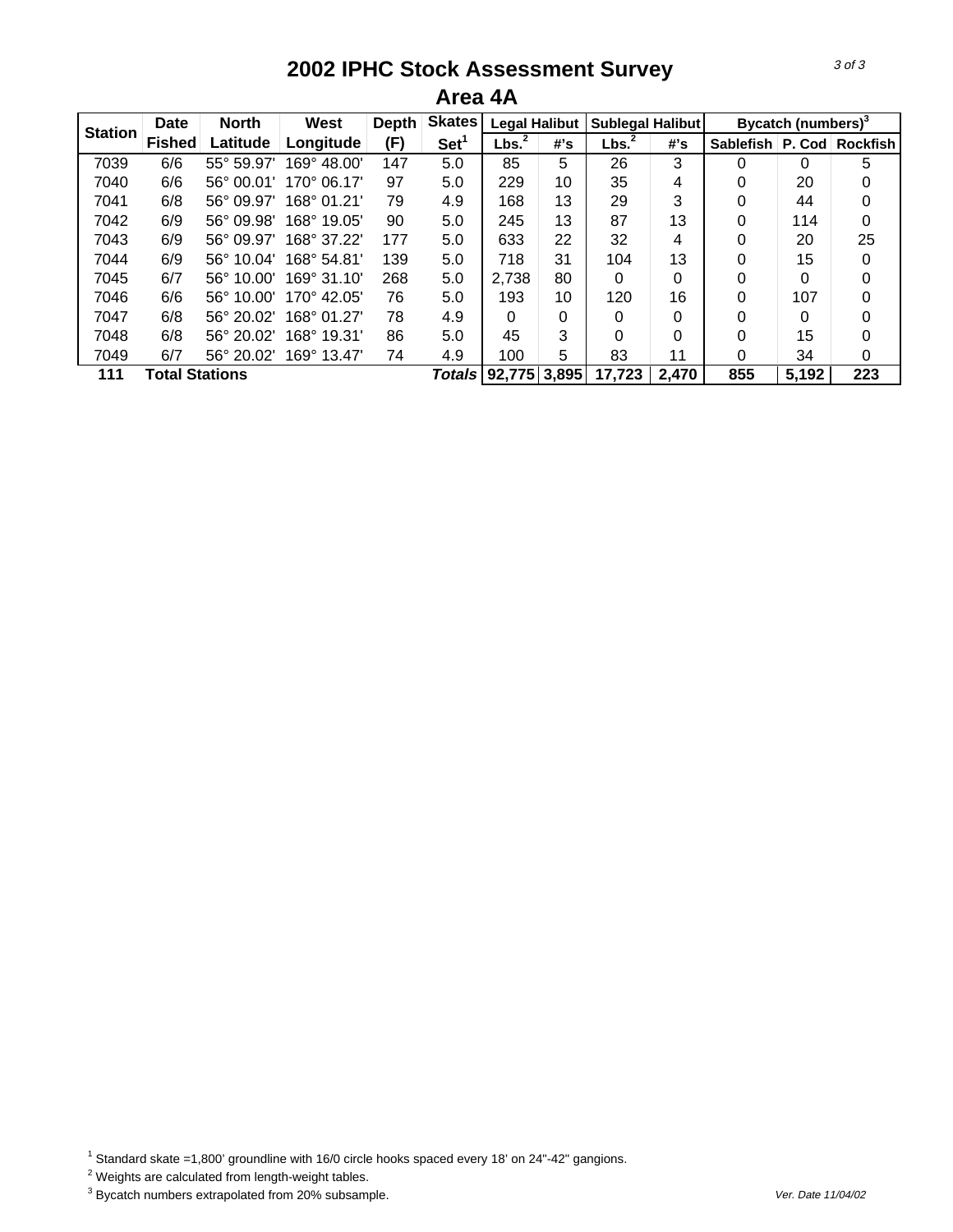# 2002 IPHC Stock Assessment Survey

## Area 4A

| Station | Date Fished | North Latitude | West Longitude | Depth (F) | Skates Set[1] | Legal Halibut | | Sublegal Halibut | | Bycatch (numbers)[3] | | |
|---|---|---|---|---|---|---|---|---|---|---|---|---|
| | | | | | | Lbs.[2] | #'s | Lbs.[2] | #'s | Sablefish | P. Cod | Rockfish |
| 7039 | 6/6 | 55° 59.97' | 169° 48.00' | 147 | 5.0 | 85 | 5 | 26 | 3 | 0 | 0 | 5 |
| 7040 | 6/6 | 56° 00.01' | 170° 06.17' | 97 | 5.0 | 229 | 10 | 35 | 4 | 0 | 20 | 0 |
| 7041 | 6/8 | 56° 09.97' | 168° 01.21' | 79 | 4.9 | 168 | 13 | 29 | 3 | 0 | 44 | 0 |
| 7042 | 6/9 | 56° 09.98' | 168° 19.05' | 90 | 5.0 | 245 | 13 | 87 | 13 | 0 | 114 | 0 |
| 7043 | 6/9 | 56° 09.97' | 168° 37.22' | 177 | 5.0 | 633 | 22 | 32 | 4 | 0 | 20 | 25 |
| 7044 | 6/9 | 56° 10.04' | 168° 54.81' | 139 | 5.0 | 718 | 31 | 104 | 13 | 0 | 15 | 0 |
| 7045 | 6/7 | 56° 10.00' | 169° 31.10' | 268 | 5.0 | 2,738 | 80 | 0 | 0 | 0 | 0 | 0 |
| 7046 | 6/6 | 56° 10.00' | 170° 42.05' | 76 | 5.0 | 193 | 10 | 120 | 16 | 0 | 107 | 0 |
| 7047 | 6/8 | 56° 20.02' | 168° 01.27' | 78 | 4.9 | 0 | 0 | 0 | 0 | 0 | 0 | 0 |
| 7048 | 6/8 | 56° 20.02' | 168° 19.31' | 86 | 5.0 | 45 | 3 | 0 | 0 | 0 | 15 | 0 |
| 7049 | 6/7 | 56° 20.02' | 169° 13.47' | 74 | 4.9 | 100 | 5 | 83 | 11 | 0 | 34 | 0 |
| **111** | **Total Stations** | | | | ***Totals*** | **92,775** | **3,895** | **17,723** | **2,470** | **855** | **5,192** | **223** |

[1] Standard skate =1,800' groundline with 16/0 circle hooks spaced every 18' on 24"-42" gangions.

[2] Weights are calculated from length-weight tables.

[3] Bycatch numbers extrapolated from 20% subsample.

*Ver. Date 11/04/02*